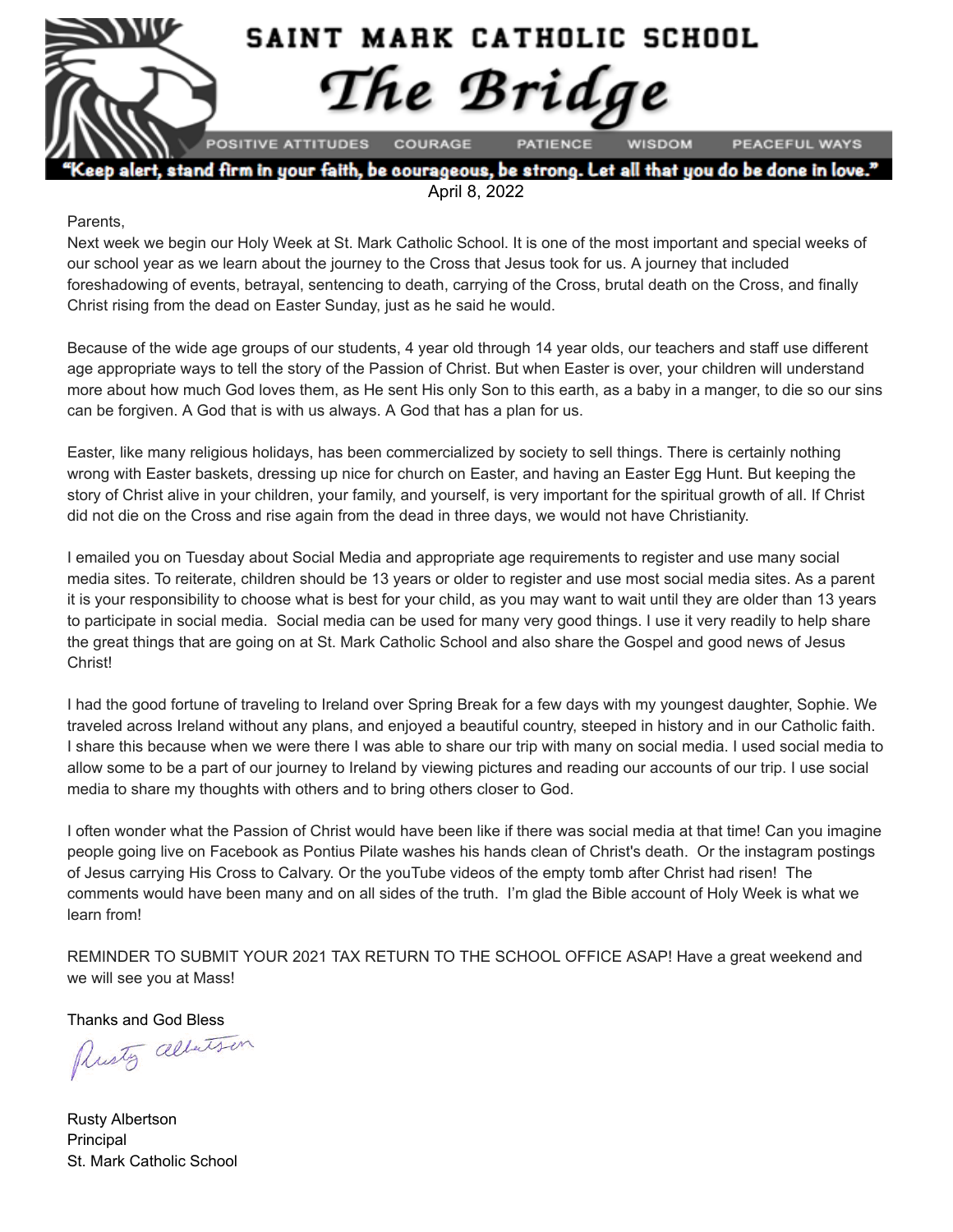# SAINT MARK CATHOLIC SCHOOL

## The Bridge

POSITIVE ATTITUDES | COURAGE | PATIENCE | WISDOM | PEACEFUL WAYS

**"Keep alert, stand firm in your faith, be courageous, be strong. Let all that you do be done in love."**

April 8, 2022

Parents,

Next week we begin our Holy Week at St. Mark Catholic School. It is one of the most important and special weeks of our school year as we learn about the journey to the Cross that Jesus took for us. A journey that included foreshadowing of events, betrayal, sentencing to death, carrying of the Cross, brutal death on the Cross, and finally Christ rising from the dead on Easter Sunday, just as he said he would.

Because of the wide age groups of our students, 4 year old through 14 year olds, our teachers and staff use different age appropriate ways to tell the story of the Passion of Christ. But when Easter is over, your children will understand more about how much God loves them, as He sent His only Son to this earth, as a baby in a manger, to die so our sins can be forgiven. A God that is with us always. A God that has a plan for us.

Easter, like many religious holidays, has been commercialized by society to sell things. There is certainly nothing wrong with Easter baskets, dressing up nice for church on Easter, and having an Easter Egg Hunt. But keeping the story of Christ alive in your children, your family, and yourself, is very important for the spiritual growth of all. If Christ did not die on the Cross and rise again from the dead in three days, we would not have Christianity.

I emailed you on Tuesday about Social Media and appropriate age requirements to register and use many social media sites. To reiterate, children should be 13 years or older to register and use most social media sites. As a parent it is your responsibility to choose what is best for your child, as you may want to wait until they are older than 13 years to participate in social media. Social media can be used for many very good things. I use it very readily to help share the great things that are going on at St. Mark Catholic School and also share the Gospel and good news of Jesus Christ!

I had the good fortune of traveling to Ireland over Spring Break for a few days with my youngest daughter, Sophie. We traveled across Ireland without any plans, and enjoyed a beautiful country, steeped in history and in our Catholic faith. I share this because when we were there I was able to share our trip with many on social media. I used social media to allow some to be a part of our journey to Ireland by viewing pictures and reading our accounts of our trip. I use social media to share my thoughts with others and to bring others closer to God.

I often wonder what the Passion of Christ would have been like if there was social media at that time! Can you imagine people going live on Facebook as Pontius Pilate washes his hands clean of Christ's death. Or the instagram postings of Jesus carrying His Cross to Calvary. Or the youTube videos of the empty tomb after Christ had risen! The comments would have been many and on all sides of the truth. I'm glad the Bible account of Holy Week is what we learn from!

REMINDER TO SUBMIT YOUR 2021 TAX RETURN TO THE SCHOOL OFFICE ASAP! Have a great weekend and we will see you at Mass!

Thanks and God Bless

Rusty Albertson

Rusty Albertson
Principal
St. Mark Catholic School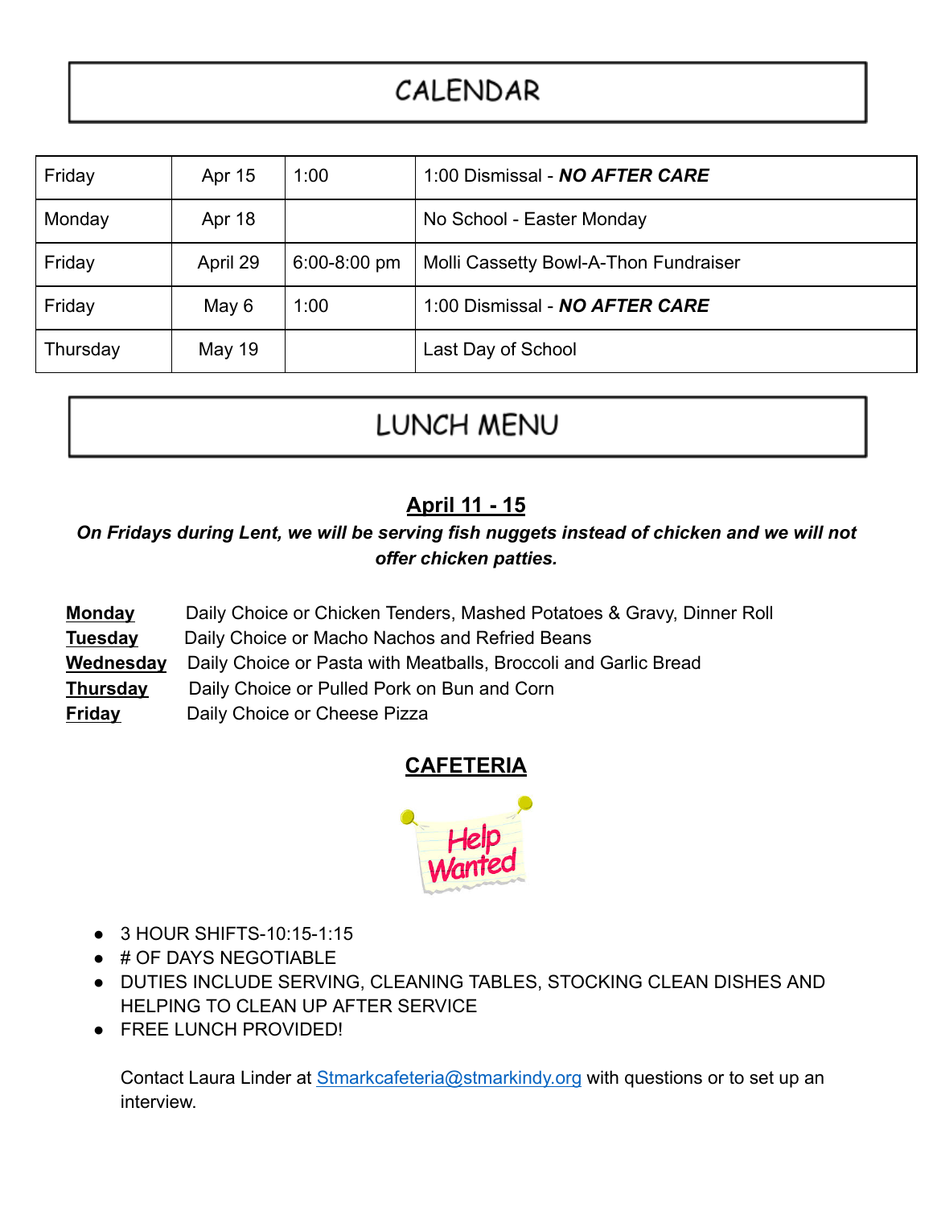# CALENDAR

| Friday | Apr 15 | 1:00 | 1:00 Dismissal - ***NO AFTER CARE*** |
|---|---|---|---|
| Monday | Apr 18 | | No School - Easter Monday |
| Friday | April 29 | 6:00-8:00 pm | Molli Cassetty Bowl-A-Thon Fundraiser |
| Friday | May 6 | 1:00 | 1:00 Dismissal - ***NO AFTER CARE*** |
| Thursday | May 19 | | Last Day of School |

# LUNCH MENU

## April 11 - 15

***On Fridays during Lent, we will be serving fish nuggets instead of chicken and we will not offer chicken patties.***

**Monday** Daily Choice or Chicken Tenders, Mashed Potatoes & Gravy, Dinner Roll
**Tuesday** Daily Choice or Macho Nachos and Refried Beans
**Wednesday** Daily Choice or Pasta with Meatballs, Broccoli and Garlic Bread
**Thursday** Daily Choice or Pulled Pork on Bun and Corn
**Friday** Daily Choice or Cheese Pizza

## CAFETERIA

Help Wanted

- 3 HOUR SHIFTS-10:15-1:15
- # OF DAYS NEGOTIABLE
- DUTIES INCLUDE SERVING, CLEANING TABLES, STOCKING CLEAN DISHES AND HELPING TO CLEAN UP AFTER SERVICE
- FREE LUNCH PROVIDED!

Contact Laura Linder at Stmarkcafeteria@stmarkindy.org with questions or to set up an interview.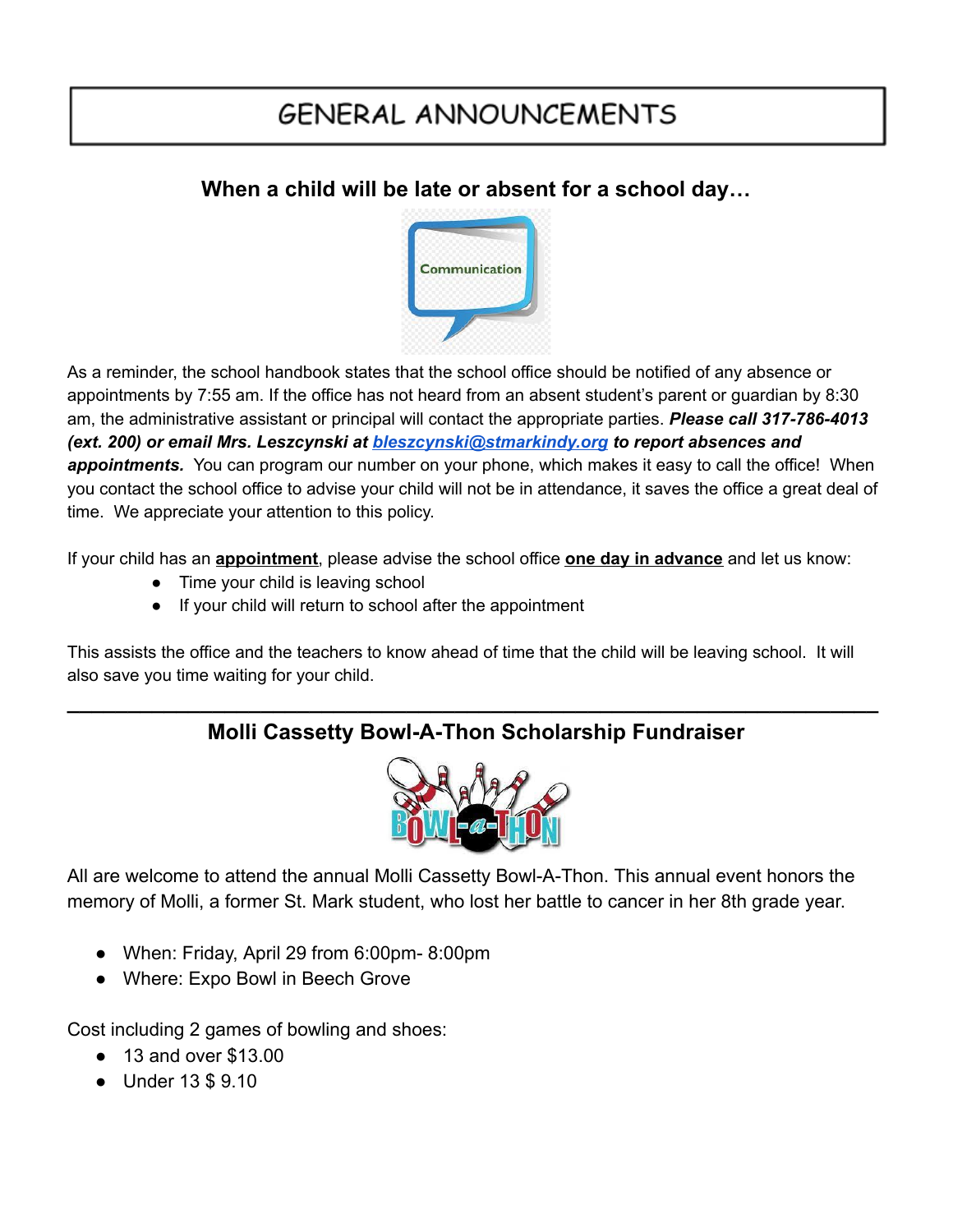# GENERAL ANNOUNCEMENTS

## When a child will be late or absent for a school day…

As a reminder, the school handbook states that the school office should be notified of any absence or appointments by 7:55 am. If the office has not heard from an absent student's parent or guardian by 8:30 am, the administrative assistant or principal will contact the appropriate parties. ***Please call 317-786-4013 (ext. 200) or email Mrs. Leszcynski at bleszcynski@stmarkindy.org to report absences and appointments.*** You can program our number on your phone, which makes it easy to call the office! When you contact the school office to advise your child will not be in attendance, it saves the office a great deal of time. We appreciate your attention to this policy.

If your child has an **appointment**, please advise the school office **one day in advance** and let us know:

- Time your child is leaving school
- If your child will return to school after the appointment

This assists the office and the teachers to know ahead of time that the child will be leaving school. It will also save you time waiting for your child.

---

## Molli Cassetty Bowl-A-Thon Scholarship Fundraiser

All are welcome to attend the annual Molli Cassetty Bowl-A-Thon. This annual event honors the memory of Molli, a former St. Mark student, who lost her battle to cancer in her 8th grade year.

- When: Friday, April 29 from 6:00pm- 8:00pm
- Where: Expo Bowl in Beech Grove

Cost including 2 games of bowling and shoes:

- 13 and over $13.00
- Under 13 $ 9.10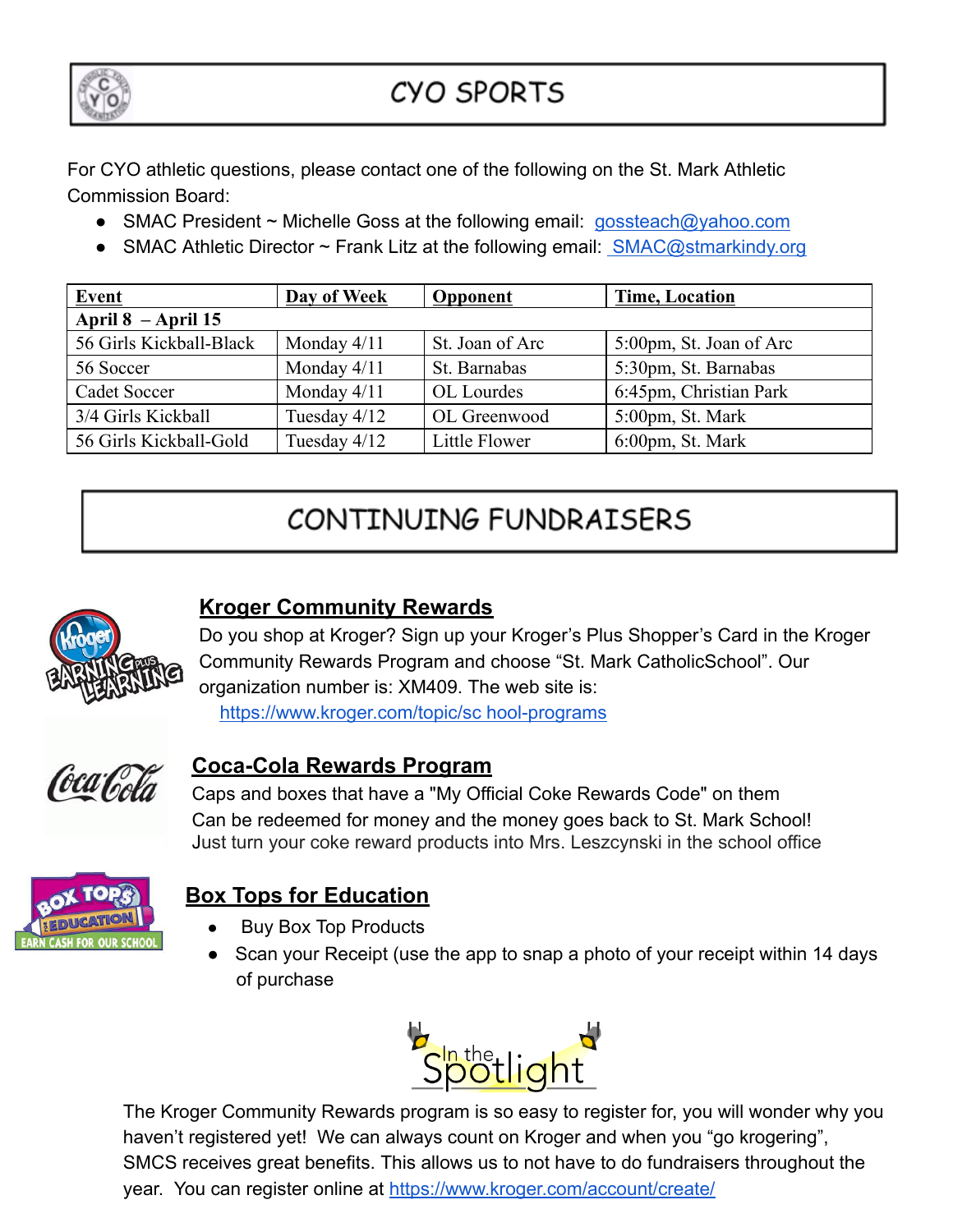# CYO SPORTS

For CYO athletic questions, please contact one of the following on the St. Mark Athletic Commission Board:

- SMAC President ~ Michelle Goss at the following email: gossteach@yahoo.com
- SMAC Athletic Director ~ Frank Litz at the following email: SMAC@stmarkindy.org

| Event | Day of Week | Opponent | Time, Location |
|---|---|---|---|
| **April 8 – April 15** | | | |
| 56 Girls Kickball-Black | Monday 4/11 | St. Joan of Arc | 5:00pm, St. Joan of Arc |
| 56 Soccer | Monday 4/11 | St. Barnabas | 5:30pm, St. Barnabas |
| Cadet Soccer | Monday 4/11 | OL Lourdes | 6:45pm, Christian Park |
| 3/4 Girls Kickball | Tuesday 4/12 | OL Greenwood | 5:00pm, St. Mark |
| 56 Girls Kickball-Gold | Tuesday 4/12 | Little Flower | 6:00pm, St. Mark |

# CONTINUING FUNDRAISERS

## Kroger Community Rewards

Do you shop at Kroger? Sign up your Kroger's Plus Shopper's Card in the Kroger Community Rewards Program and choose "St. Mark CatholicSchool". Our organization number is: XM409. The web site is:
https://www.kroger.com/topic/sc hool-programs

## Coca-Cola Rewards Program

Caps and boxes that have a "My Official Coke Rewards Code" on them
Can be redeemed for money and the money goes back to St. Mark School!
Just turn your coke reward products into Mrs. Leszczynski in the school office

## Box Tops for Education

- Buy Box Top Products
- Scan your Receipt (use the app to snap a photo of your receipt within 14 days of purchase

## In the Spotlight

The Kroger Community Rewards program is so easy to register for, you will wonder why you haven't registered yet! We can always count on Kroger and when you "go krogering", SMCS receives great benefits. This allows us to not have to do fundraisers throughout the year. You can register online at https://www.kroger.com/account/create/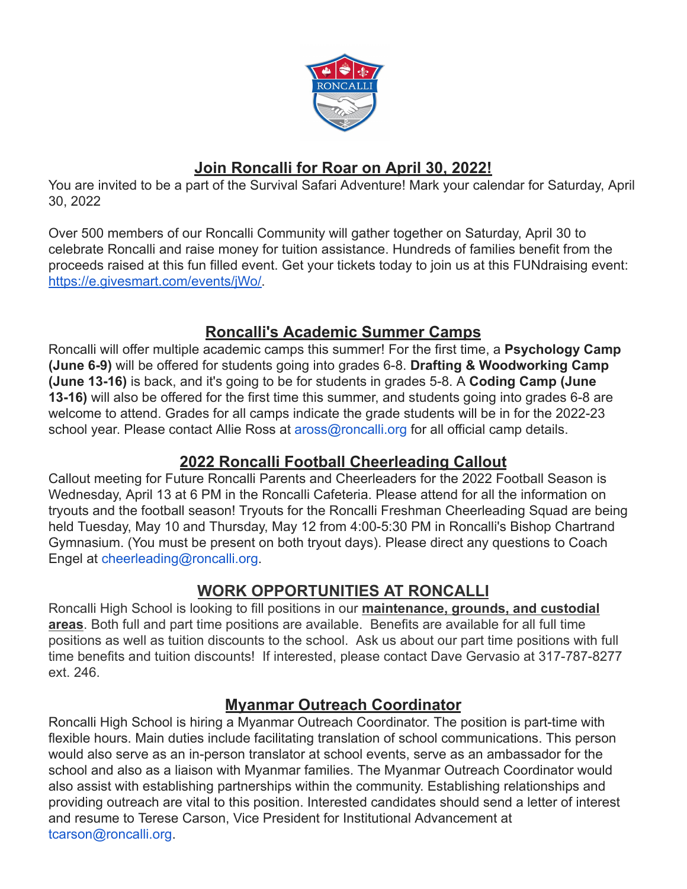## Join Roncalli for Roar on April 30, 2022!

You are invited to be a part of the Survival Safari Adventure! Mark your calendar for Saturday, April 30, 2022

Over 500 members of our Roncalli Community will gather together on Saturday, April 30 to celebrate Roncalli and raise money for tuition assistance. Hundreds of families benefit from the proceeds raised at this fun filled event. Get your tickets today to join us at this FUNdraising event: https://e.givesmart.com/events/jWo/.

## Roncalli's Academic Summer Camps

Roncalli will offer multiple academic camps this summer! For the first time, a **Psychology Camp (June 6-9)** will be offered for students going into grades 6-8. **Drafting & Woodworking Camp (June 13-16)** is back, and it's going to be for students in grades 5-8. A **Coding Camp (June 13-16)** will also be offered for the first time this summer, and students going into grades 6-8 are welcome to attend. Grades for all camps indicate the grade students will be in for the 2022-23 school year. Please contact Allie Ross at aross@roncalli.org for all official camp details.

## 2022 Roncalli Football Cheerleading Callout

Callout meeting for Future Roncalli Parents and Cheerleaders for the 2022 Football Season is Wednesday, April 13 at 6 PM in the Roncalli Cafeteria. Please attend for all the information on tryouts and the football season! Tryouts for the Roncalli Freshman Cheerleading Squad are being held Tuesday, May 10 and Thursday, May 12 from 4:00-5:30 PM in Roncalli's Bishop Chartrand Gymnasium. (You must be present on both tryout days). Please direct any questions to Coach Engel at cheerleading@roncalli.org.

## WORK OPPORTUNITIES AT RONCALLI

Roncalli High School is looking to fill positions in our **maintenance, grounds, and custodial areas**. Both full and part time positions are available. Benefits are available for all full time positions as well as tuition discounts to the school. Ask us about our part time positions with full time benefits and tuition discounts! If interested, please contact Dave Gervasio at 317-787-8277 ext. 246.

## Myanmar Outreach Coordinator

Roncalli High School is hiring a Myanmar Outreach Coordinator. The position is part-time with flexible hours. Main duties include facilitating translation of school communications. This person would also serve as an in-person translator at school events, serve as an ambassador for the school and also as a liaison with Myanmar families. The Myanmar Outreach Coordinator would also assist with establishing partnerships within the community. Establishing relationships and providing outreach are vital to this position. Interested candidates should send a letter of interest and resume to Terese Carson, Vice President for Institutional Advancement at tcarson@roncalli.org.